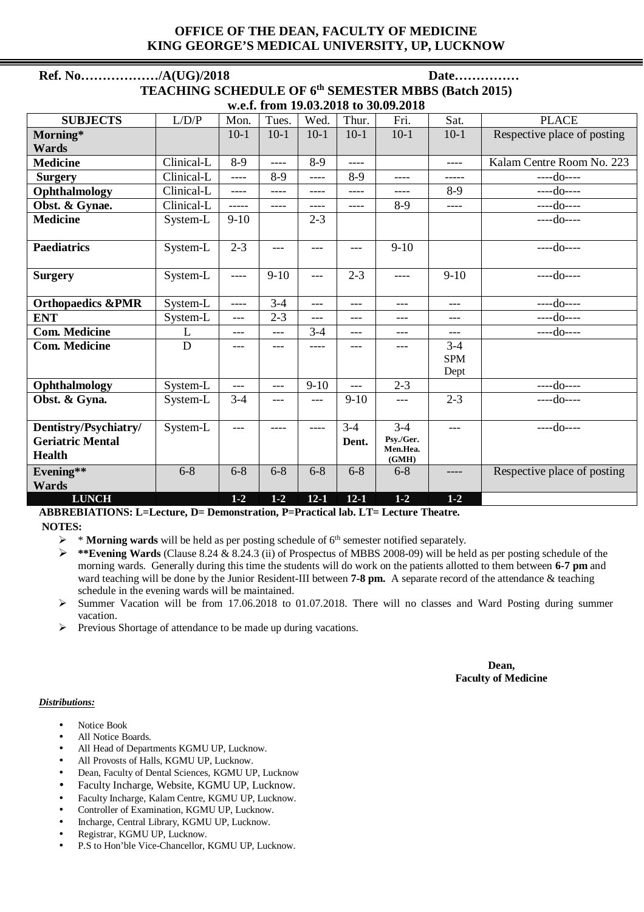**OFFICE OF THE DEAN, FACULTY OF MEDICINE**
**KING GEORGE'S MEDICAL UNIVERSITY, UP, LUCKNOW**

**Ref. No………………/A(UG)/2018** **Date……………**

**TEACHING SCHEDULE OF 6th SEMESTER MBBS (Batch 2015)**
**w.e.f. from 19.03.2018 to 30.09.2018**

| SUBJECTS | L/D/P | Mon. | Tues. | Wed. | Thur. | Fri. | Sat. | PLACE |
|---|---|---|---|---|---|---|---|---|
| **Morning* Wards** | | 10-1 | 10-1 | 10-1 | 10-1 | 10-1 | 10-1 | Respective place of posting |
| **Medicine** | Clinical-L | 8-9 | ---- | 8-9 | ---- | | ---- | Kalam Centre Room No. 223 |
| **Surgery** | Clinical-L | ---- | 8-9 | ---- | 8-9 | ---- | ----- | ----do---- |
| **Ophthalmology** | Clinical-L | ---- | ---- | ---- | ---- | ---- | 8-9 | ----do---- |
| **Obst. & Gynae.** | Clinical-L | ----- | ---- | ---- | ---- | 8-9 | ---- | ----do---- |
| **Medicine** | System-L | 9-10 | | 2-3 | | | | ----do---- |
| **Paediatrics** | System-L | 2-3 | --- | --- | --- | 9-10 | | ----do---- |
| **Surgery** | System-L | ---- | 9-10 | --- | 2-3 | ---- | 9-10 | ----do---- |
| **Orthopaedics &PMR** | System-L | ---- | 3-4 | --- | --- | --- | --- | ----do---- |
| **ENT** | System-L | --- | 2-3 | --- | --- | --- | --- | ----do---- |
| **Com. Medicine** | L | --- | --- | 3-4 | --- | --- | --- | ----do---- |
| **Com. Medicine** | D | --- | --- | ---- | --- | --- | 3-4 SPM Dept | |
| **Ophthalmology** | System-L | --- | --- | 9-10 | --- | 2-3 | | ----do---- |
| **Obst. & Gyna.** | System-L | 3-4 | --- | --- | 9-10 | --- | 2-3 | ----do---- |
| **Dentistry/Psychiatry/ Geriatric Mental Health** | System-L | --- | ---- | ---- | 3-4 **Dent.** | 3-4 **Psy./Ger. Men.Hea. (GMH)** | --- | ----do---- |
| **Evening** Wards** | 6-8 | 6-8 | 6-8 | 6-8 | 6-8 | 6-8 | ---- | Respective place of posting |
| **LUNCH** | | **1-2** | **1-2** | **12-1** | **12-1** | **1-2** | **1-2** | |

**ABBREBIATIONS: L=Lecture, D= Demonstration, P=Practical lab. LT= Lecture Theatre.**

**NOTES:**

- * **Morning wards** will be held as per posting schedule of 6th semester notified separately.
- ****Evening Wards** (Clause 8.24 & 8.24.3 (ii) of Prospectus of MBBS 2008-09) will be held as per posting schedule of the morning wards. Generally during this time the students will do work on the patients allotted to them between **6-7 pm** and ward teaching will be done by the Junior Resident-III between **7-8 pm.** A separate record of the attendance & teaching schedule in the evening wards will be maintained.
- Summer Vacation will be from 17.06.2018 to 01.07.2018. There will no classes and Ward Posting during summer vacation.
- Previous Shortage of attendance to be made up during vacations.

**Dean,**
**Faculty of Medicine**

***Distributions:***

- Notice Book
- All Notice Boards.
- All Head of Departments KGMU UP, Lucknow.
- All Provosts of Halls, KGMU UP, Lucknow.
- Dean, Faculty of Dental Sciences, KGMU UP, Lucknow
- Faculty Incharge, Website, KGMU UP, Lucknow.
- Faculty Incharge, Kalam Centre, KGMU UP, Lucknow.
- Controller of Examination, KGMU UP, Lucknow.
- Incharge, Central Library, KGMU UP, Lucknow.
- Registrar, KGMU UP, Lucknow.
- P.S to Hon'ble Vice-Chancellor, KGMU UP, Lucknow.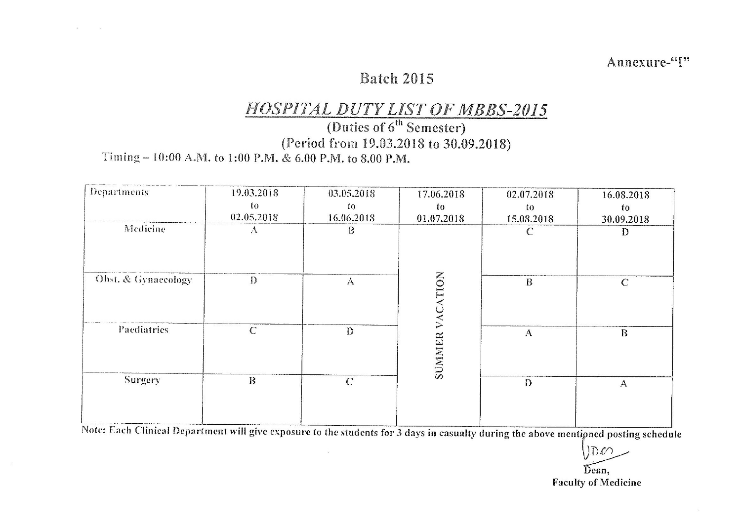Annexure-"I"

# Batch 2015

## *HOSPITAL DUTY LIST OF MBBS-2015*

(Duties of 6th Semester)

(Period from 19.03.2018 to 30.09.2018)

Timing – 10:00 A.M. to 1:00 P.M. & 6.00 P.M. to 8.00 P.M.

| Departments | 19.03.2018 to 02.05.2018 | 03.05.2018 to 16.06.2018 | 17.06.2018 to 01.07.2018 | 02.07.2018 to 15.08.2018 | 16.08.2018 to 30.09.2018 |
|---|---|---|---|---|---|
| Medicine | A | B | SUMMER VACATION | C | D |
| Obst. & Gynaecology | D | A | | B | C |
| Paediatrics | C | D | | A | B |
| Surgery | B | C | | D | A |

Note: Each Clinical Department will give exposure to the students for 3 days in casualty during the above mentioned posting schedule

Dean,
Faculty of Medicine